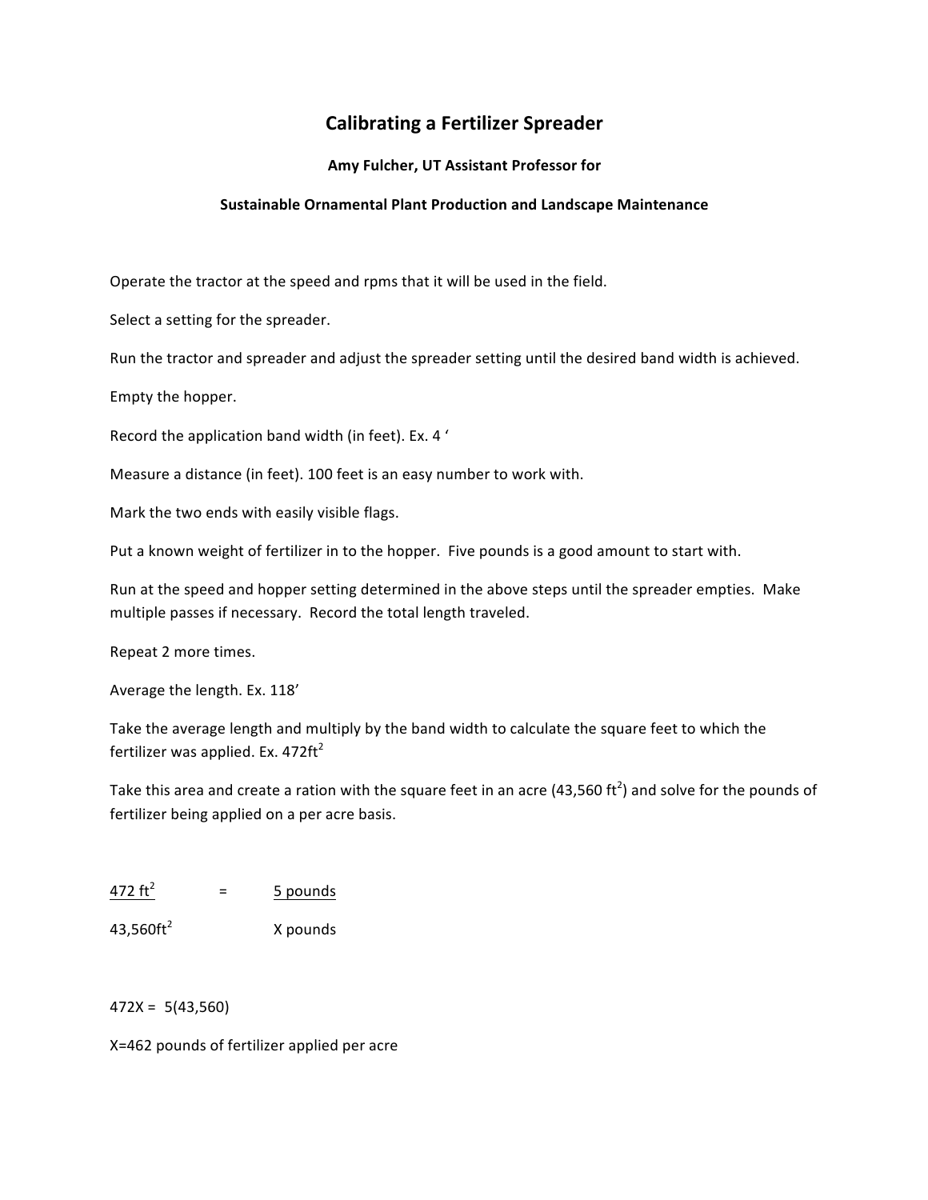# Calibrating a Fertilizer Spreader

**Amy Fulcher, UT Assistant Professor for**

**Sustainable Ornamental Plant Production and Landscape Maintenance**

Operate the tractor at the speed and rpms that it will be used in the field.

Select a setting for the spreader.

Run the tractor and spreader and adjust the spreader setting until the desired band width is achieved.

Empty the hopper.

Record the application band width (in feet). Ex. 4 '

Measure a distance (in feet). 100 feet is an easy number to work with.

Mark the two ends with easily visible flags.

Put a known weight of fertilizer in to the hopper. Five pounds is a good amount to start with.

Run at the speed and hopper setting determined in the above steps until the spreader empties. Make multiple passes if necessary. Record the total length traveled.

Repeat 2 more times.

Average the length. Ex. 118'

Take the average length and multiply by the band width to calculate the square feet to which the fertilizer was applied. Ex. 472ft$^2$

Take this area and create a ration with the square feet in an acre (43,560 ft$^2$) and solve for the pounds of fertilizer being applied on a per acre basis.

$$\frac{472 \text{ ft}^2}{43{,}560\text{ft}^2} = \frac{5 \text{ pounds}}{\text{X pounds}}$$

472X = 5(43,560)

X=462 pounds of fertilizer applied per acre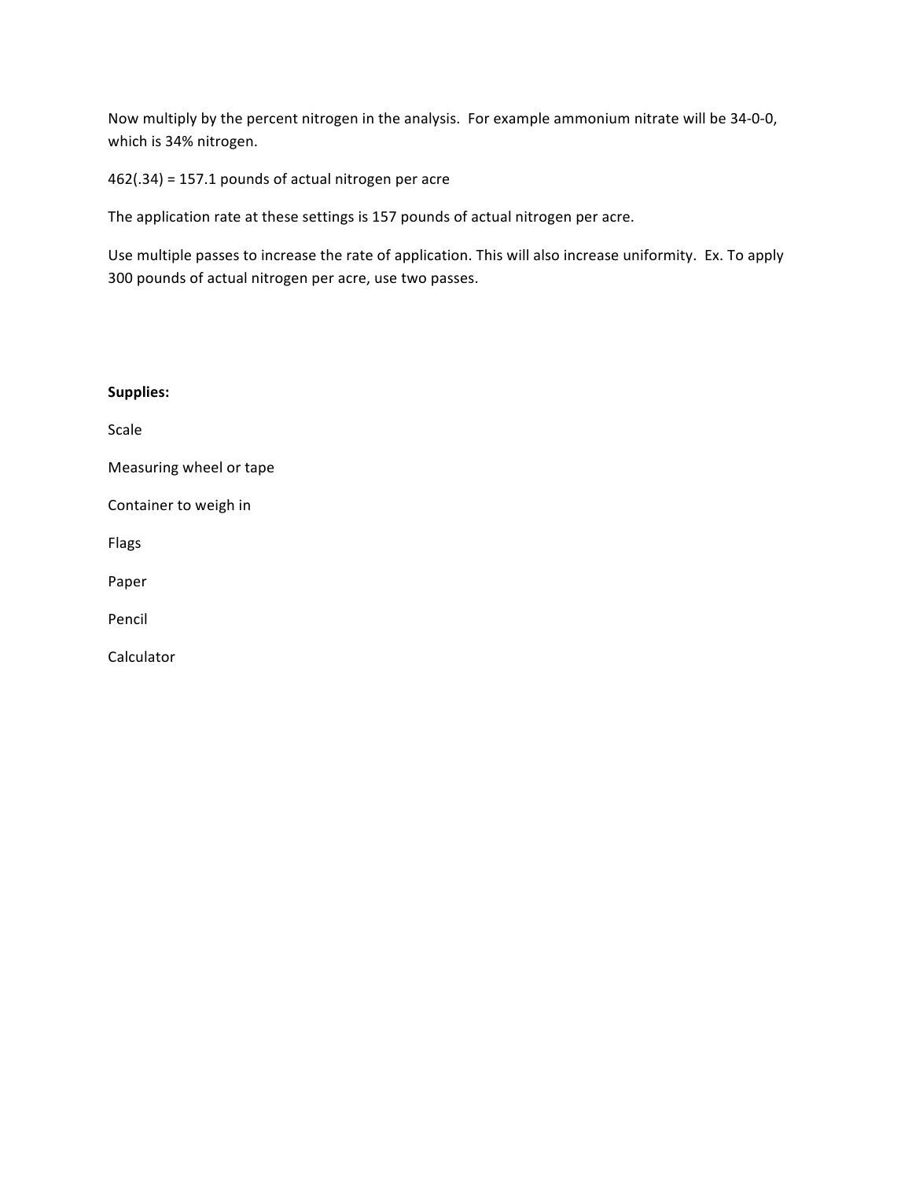Now multiply by the percent nitrogen in the analysis. For example ammonium nitrate will be 34-0-0, which is 34% nitrogen.

$462(.34) = 157.1$ pounds of actual nitrogen per acre

The application rate at these settings is 157 pounds of actual nitrogen per acre.

Use multiple passes to increase the rate of application. This will also increase uniformity. Ex. To apply 300 pounds of actual nitrogen per acre, use two passes.

**Supplies:**

Scale

Measuring wheel or tape

Container to weigh in

Flags

Paper

Pencil

Calculator